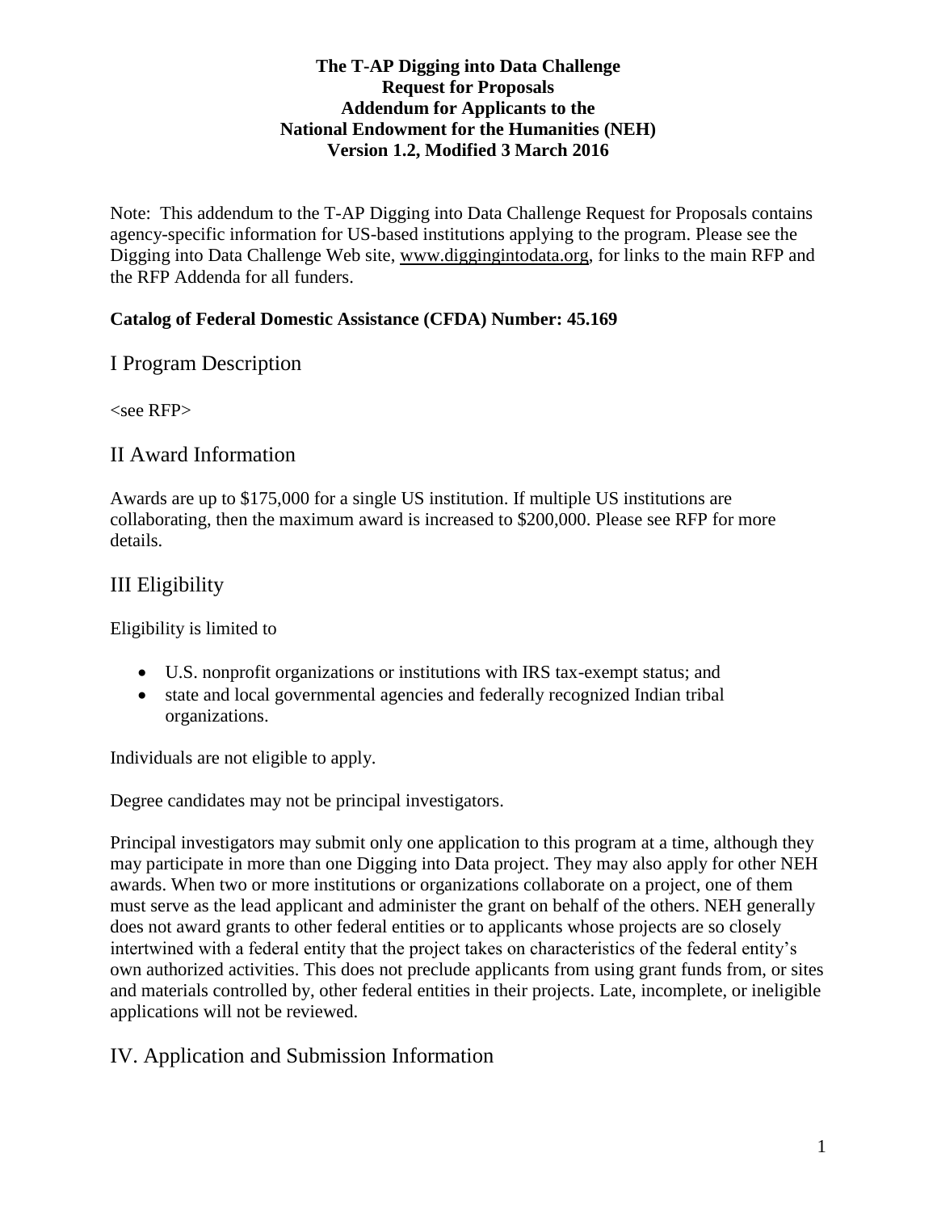**The T-AP Digging into Data Challenge**
**Request for Proposals**
**Addendum for Applicants to the**
**National Endowment for the Humanities (NEH)**
**Version 1.2, Modified 3 March 2016**

Note: This addendum to the T-AP Digging into Data Challenge Request for Proposals contains agency-specific information for US-based institutions applying to the program. Please see the Digging into Data Challenge Web site, www.diggingintodata.org, for links to the main RFP and the RFP Addenda for all funders.

**Catalog of Federal Domestic Assistance (CFDA) Number: 45.169**

## I Program Description

<see RFP>

## II Award Information

Awards are up to $175,000 for a single US institution. If multiple US institutions are collaborating, then the maximum award is increased to $200,000. Please see RFP for more details.

## III Eligibility

Eligibility is limited to

- U.S. nonprofit organizations or institutions with IRS tax-exempt status; and
- state and local governmental agencies and federally recognized Indian tribal organizations.

Individuals are not eligible to apply.

Degree candidates may not be principal investigators.

Principal investigators may submit only one application to this program at a time, although they may participate in more than one Digging into Data project. They may also apply for other NEH awards. When two or more institutions or organizations collaborate on a project, one of them must serve as the lead applicant and administer the grant on behalf of the others. NEH generally does not award grants to other federal entities or to applicants whose projects are so closely intertwined with a federal entity that the project takes on characteristics of the federal entity's own authorized activities. This does not preclude applicants from using grant funds from, or sites and materials controlled by, other federal entities in their projects. Late, incomplete, or ineligible applications will not be reviewed.

## IV. Application and Submission Information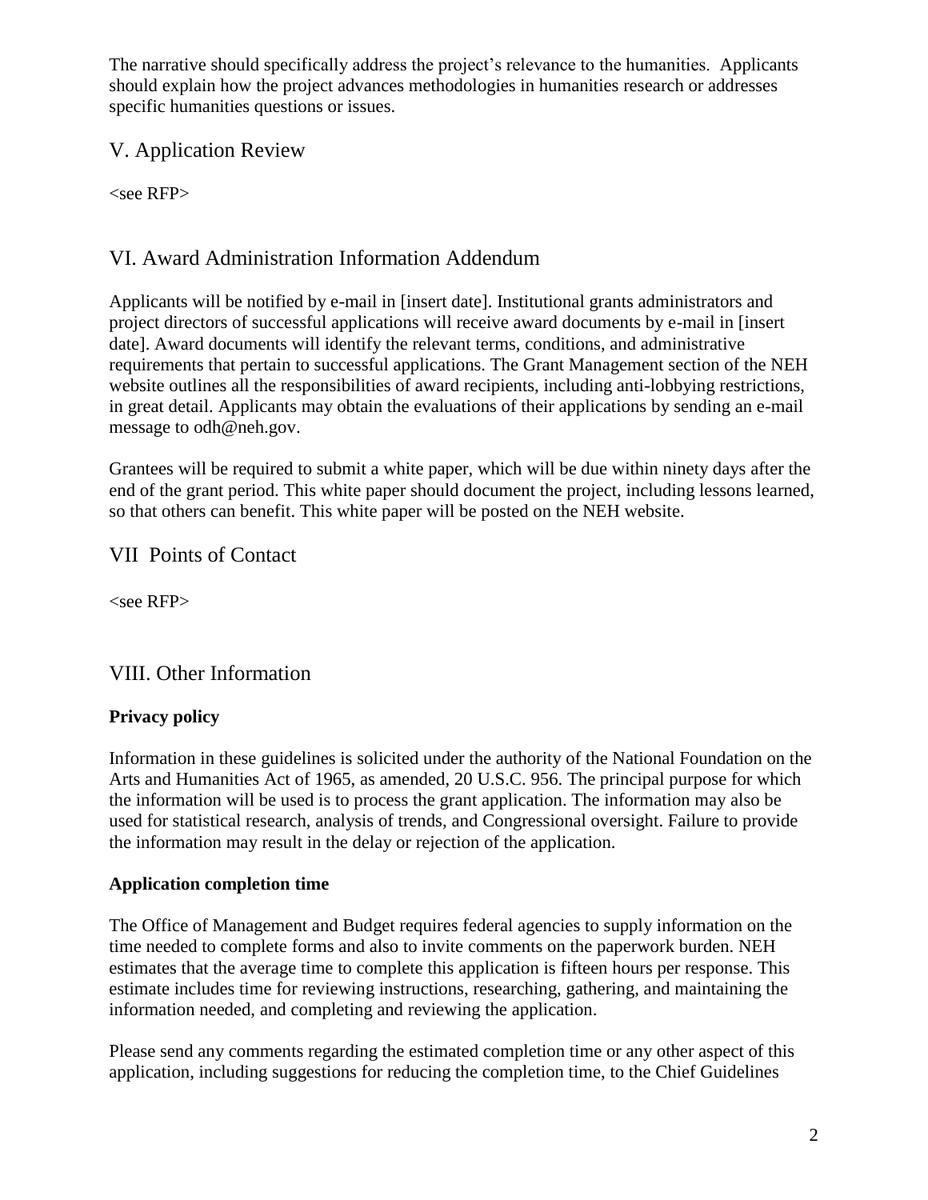The narrative should specifically address the project's relevance to the humanities. Applicants should explain how the project advances methodologies in humanities research or addresses specific humanities questions or issues.

## V. Application Review

<see RFP>

## VI. Award Administration Information Addendum

Applicants will be notified by e-mail in [insert date]. Institutional grants administrators and project directors of successful applications will receive award documents by e-mail in [insert date]. Award documents will identify the relevant terms, conditions, and administrative requirements that pertain to successful applications. The Grant Management section of the NEH website outlines all the responsibilities of award recipients, including anti-lobbying restrictions, in great detail. Applicants may obtain the evaluations of their applications by sending an e-mail message to odh@neh.gov.

Grantees will be required to submit a white paper, which will be due within ninety days after the end of the grant period. This white paper should document the project, including lessons learned, so that others can benefit. This white paper will be posted on the NEH website.

## VII Points of Contact

<see RFP>

## VIII. Other Information

**Privacy policy**

Information in these guidelines is solicited under the authority of the National Foundation on the Arts and Humanities Act of 1965, as amended, 20 U.S.C. 956. The principal purpose for which the information will be used is to process the grant application. The information may also be used for statistical research, analysis of trends, and Congressional oversight. Failure to provide the information may result in the delay or rejection of the application.

**Application completion time**

The Office of Management and Budget requires federal agencies to supply information on the time needed to complete forms and also to invite comments on the paperwork burden. NEH estimates that the average time to complete this application is fifteen hours per response. This estimate includes time for reviewing instructions, researching, gathering, and maintaining the information needed, and completing and reviewing the application.

Please send any comments regarding the estimated completion time or any other aspect of this application, including suggestions for reducing the completion time, to the Chief Guidelines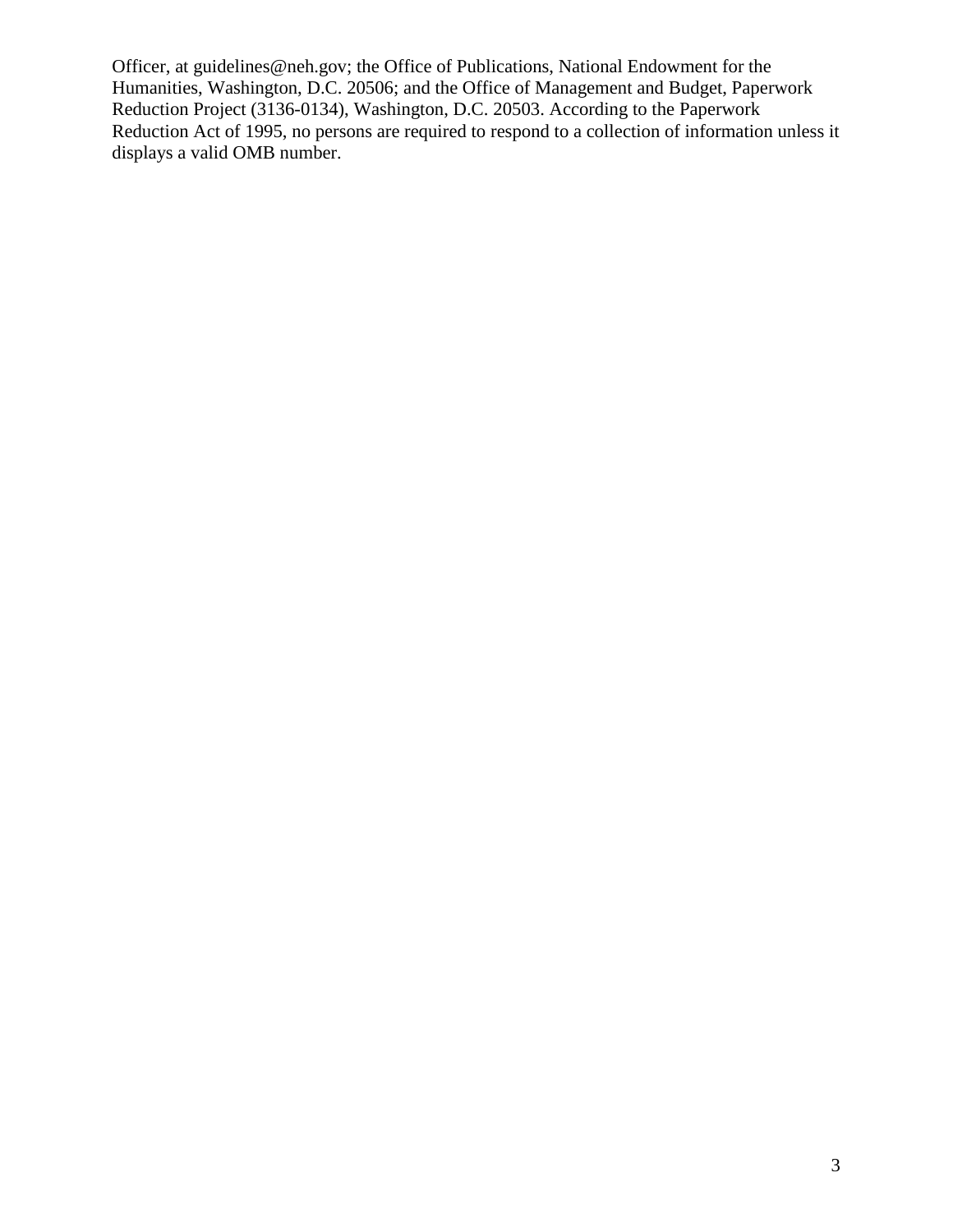Officer, at guidelines@neh.gov; the Office of Publications, National Endowment for the Humanities, Washington, D.C. 20506; and the Office of Management and Budget, Paperwork Reduction Project (3136-0134), Washington, D.C. 20503. According to the Paperwork Reduction Act of 1995, no persons are required to respond to a collection of information unless it displays a valid OMB number.